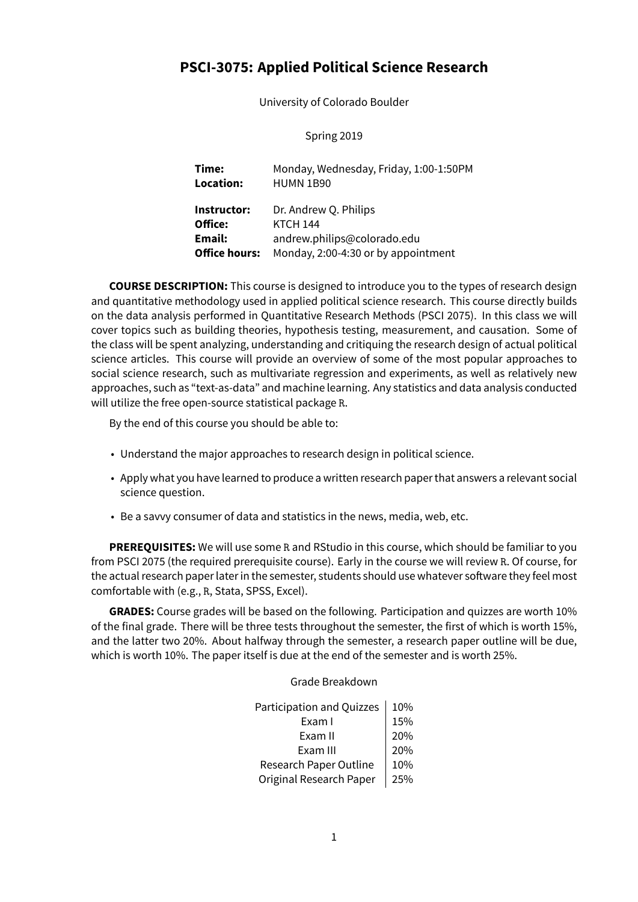# PSCI-3075: Applied Political Science Research

University of Colorado Boulder

Spring 2019

| | |
|---|---|
| **Time:** | Monday, Wednesday, Friday, 1:00-1:50PM |
| **Location:** | HUMN 1B90 |
| **Instructor:** | Dr. Andrew Q. Philips |
| **Office:** | KTCH 144 |
| **Email:** | andrew.philips@colorado.edu |
| **Office hours:** | Monday, 2:00-4:30 or by appointment |

**COURSE DESCRIPTION:** This course is designed to introduce you to the types of research design and quantitative methodology used in applied political science research. This course directly builds on the data analysis performed in Quantitative Research Methods (PSCI 2075). In this class we will cover topics such as building theories, hypothesis testing, measurement, and causation. Some of the class will be spent analyzing, understanding and critiquing the research design of actual political science articles. This course will provide an overview of some of the most popular approaches to social science research, such as multivariate regression and experiments, as well as relatively new approaches, such as "text-as-data" and machine learning. Any statistics and data analysis conducted will utilize the free open-source statistical package R.

By the end of this course you should be able to:

- Understand the major approaches to research design in political science.
- Apply what you have learned to produce a written research paper that answers a relevant social science question.
- Be a savvy consumer of data and statistics in the news, media, web, etc.

**PREREQUISITES:** We will use some R and RStudio in this course, which should be familiar to you from PSCI 2075 (the required prerequisite course). Early in the course we will review R. Of course, for the actual research paper later in the semester, students should use whatever software they feel most comfortable with (e.g., R, Stata, SPSS, Excel).

**GRADES:** Course grades will be based on the following. Participation and quizzes are worth 10% of the final grade. There will be three tests throughout the semester, the first of which is worth 15%, and the latter two 20%. About halfway through the semester, a research paper outline will be due, which is worth 10%. The paper itself is due at the end of the semester and is worth 25%.

Grade Breakdown

| | |
|---|---|
| Participation and Quizzes | 10% |
| Exam I | 15% |
| Exam II | 20% |
| Exam III | 20% |
| Research Paper Outline | 10% |
| Original Research Paper | 25% |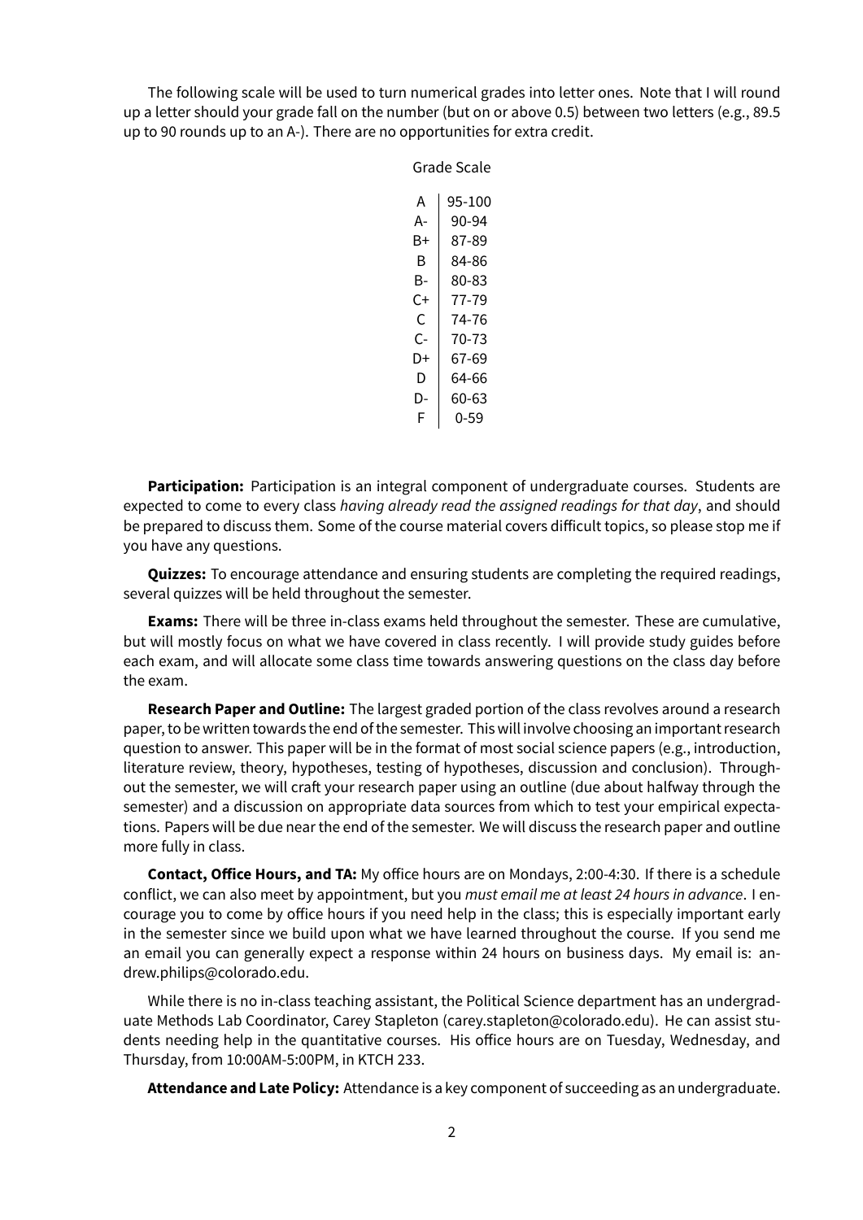The following scale will be used to turn numerical grades into letter ones. Note that I will round up a letter should your grade fall on the number (but on or above 0.5) between two letters (e.g., 89.5 up to 90 rounds up to an A-). There are no opportunities for extra credit.

Grade Scale

| | |
|---|---|
| A | 95-100 |
| A- | 90-94 |
| B+ | 87-89 |
| B | 84-86 |
| B- | 80-83 |
| C+ | 77-79 |
| C | 74-76 |
| C- | 70-73 |
| D+ | 67-69 |
| D | 64-66 |
| D- | 60-63 |
| F | 0-59 |

**Participation:** Participation is an integral component of undergraduate courses. Students are expected to come to every class *having already read the assigned readings for that day*, and should be prepared to discuss them. Some of the course material covers difficult topics, so please stop me if you have any questions.

**Quizzes:** To encourage attendance and ensuring students are completing the required readings, several quizzes will be held throughout the semester.

**Exams:** There will be three in-class exams held throughout the semester. These are cumulative, but will mostly focus on what we have covered in class recently. I will provide study guides before each exam, and will allocate some class time towards answering questions on the class day before the exam.

**Research Paper and Outline:** The largest graded portion of the class revolves around a research paper, to be written towards the end of the semester. This will involve choosing an important research question to answer. This paper will be in the format of most social science papers (e.g., introduction, literature review, theory, hypotheses, testing of hypotheses, discussion and conclusion). Throughout the semester, we will craft your research paper using an outline (due about halfway through the semester) and a discussion on appropriate data sources from which to test your empirical expectations. Papers will be due near the end of the semester. We will discuss the research paper and outline more fully in class.

**Contact, Office Hours, and TA:** My office hours are on Mondays, 2:00-4:30. If there is a schedule conflict, we can also meet by appointment, but you *must email me at least 24 hours in advance*. I encourage you to come by office hours if you need help in the class; this is especially important early in the semester since we build upon what we have learned throughout the course. If you send me an email you can generally expect a response within 24 hours on business days. My email is: andrew.philips@colorado.edu.

While there is no in-class teaching assistant, the Political Science department has an undergraduate Methods Lab Coordinator, Carey Stapleton (carey.stapleton@colorado.edu). He can assist students needing help in the quantitative courses. His office hours are on Tuesday, Wednesday, and Thursday, from 10:00AM-5:00PM, in KTCH 233.

**Attendance and Late Policy:** Attendance is a key component of succeeding as an undergraduate.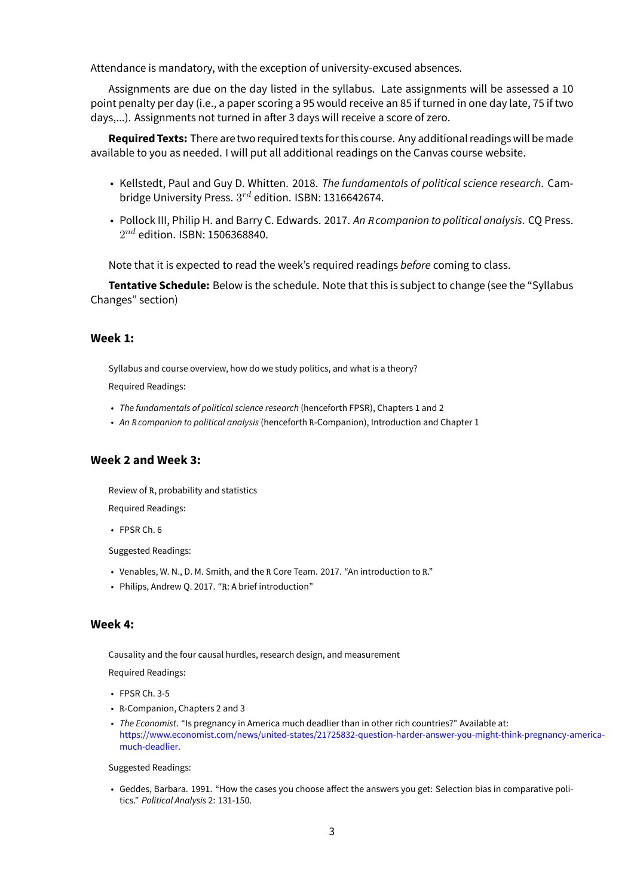Attendance is mandatory, with the exception of university-excused absences.

Assignments are due on the day listed in the syllabus. Late assignments will be assessed a 10 point penalty per day (i.e., a paper scoring a 95 would receive an 85 if turned in one day late, 75 if two days,...). Assignments not turned in after 3 days will receive a score of zero.

**Required Texts:** There are two required texts for this course. Any additional readings will be made available to you as needed. I will put all additional readings on the Canvas course website.

- Kellstedt, Paul and Guy D. Whitten. 2018. *The fundamentals of political science research*. Cambridge University Press. $3^{rd}$ edition. ISBN: 1316642674.
- Pollock III, Philip H. and Barry C. Edwards. 2017. *An R companion to political analysis*. CQ Press. $2^{nd}$ edition. ISBN: 1506368840.

Note that it is expected to read the week's required readings *before* coming to class.

**Tentative Schedule:** Below is the schedule. Note that this is subject to change (see the "Syllabus Changes" section)

### Week 1:

Syllabus and course overview, how do we study politics, and what is a theory?

Required Readings:

- *The fundamentals of political science research* (henceforth FPSR), Chapters 1 and 2
- *An R companion to political analysis* (henceforth R-Companion), Introduction and Chapter 1

### Week 2 and Week 3:

Review of R, probability and statistics

Required Readings:

- FPSR Ch. 6

Suggested Readings:

- Venables, W. N., D. M. Smith, and the R Core Team. 2017. "An introduction to R."
- Philips, Andrew Q. 2017. "R: A brief introduction"

### Week 4:

Causality and the four causal hurdles, research design, and measurement

Required Readings:

- FPSR Ch. 3-5
- R-Companion, Chapters 2 and 3
- *The Economist*. "Is pregnancy in America much deadlier than in other rich countries?" Available at: https://www.economist.com/news/united-states/21725832-question-harder-answer-you-might-think-pregnancy-america-much-deadlier.

Suggested Readings:

- Geddes, Barbara. 1991. "How the cases you choose affect the answers you get: Selection bias in comparative politics." *Political Analysis* 2: 131-150.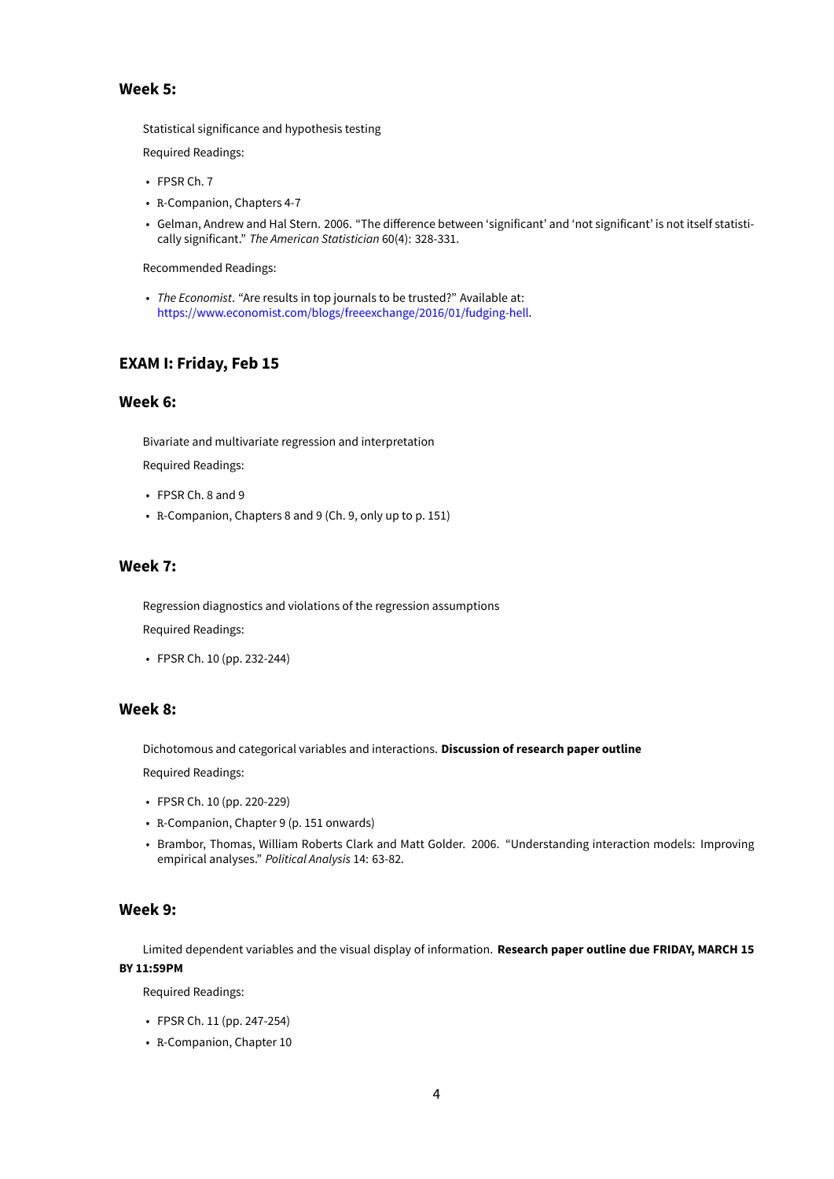### Week 5:

Statistical significance and hypothesis testing

Required Readings:

- FPSR Ch. 7
- R-Companion, Chapters 4-7
- Gelman, Andrew and Hal Stern. 2006. "The difference between 'significant' and 'not significant' is not itself statistically significant." *The American Statistician* 60(4): 328-331.

Recommended Readings:

- *The Economist*. "Are results in top journals to be trusted?" Available at: https://www.economist.com/blogs/freeexchange/2016/01/fudging-hell.

### EXAM I: Friday, Feb 15

### Week 6:

Bivariate and multivariate regression and interpretation

Required Readings:

- FPSR Ch. 8 and 9
- R-Companion, Chapters 8 and 9 (Ch. 9, only up to p. 151)

### Week 7:

Regression diagnostics and violations of the regression assumptions

Required Readings:

- FPSR Ch. 10 (pp. 232-244)

### Week 8:

Dichotomous and categorical variables and interactions. **Discussion of research paper outline**

Required Readings:

- FPSR Ch. 10 (pp. 220-229)
- R-Companion, Chapter 9 (p. 151 onwards)
- Brambor, Thomas, William Roberts Clark and Matt Golder. 2006. "Understanding interaction models: Improving empirical analyses." *Political Analysis* 14: 63-82.

### Week 9:

Limited dependent variables and the visual display of information. **Research paper outline due FRIDAY, MARCH 15 BY 11:59PM**

Required Readings:

- FPSR Ch. 11 (pp. 247-254)
- R-Companion, Chapter 10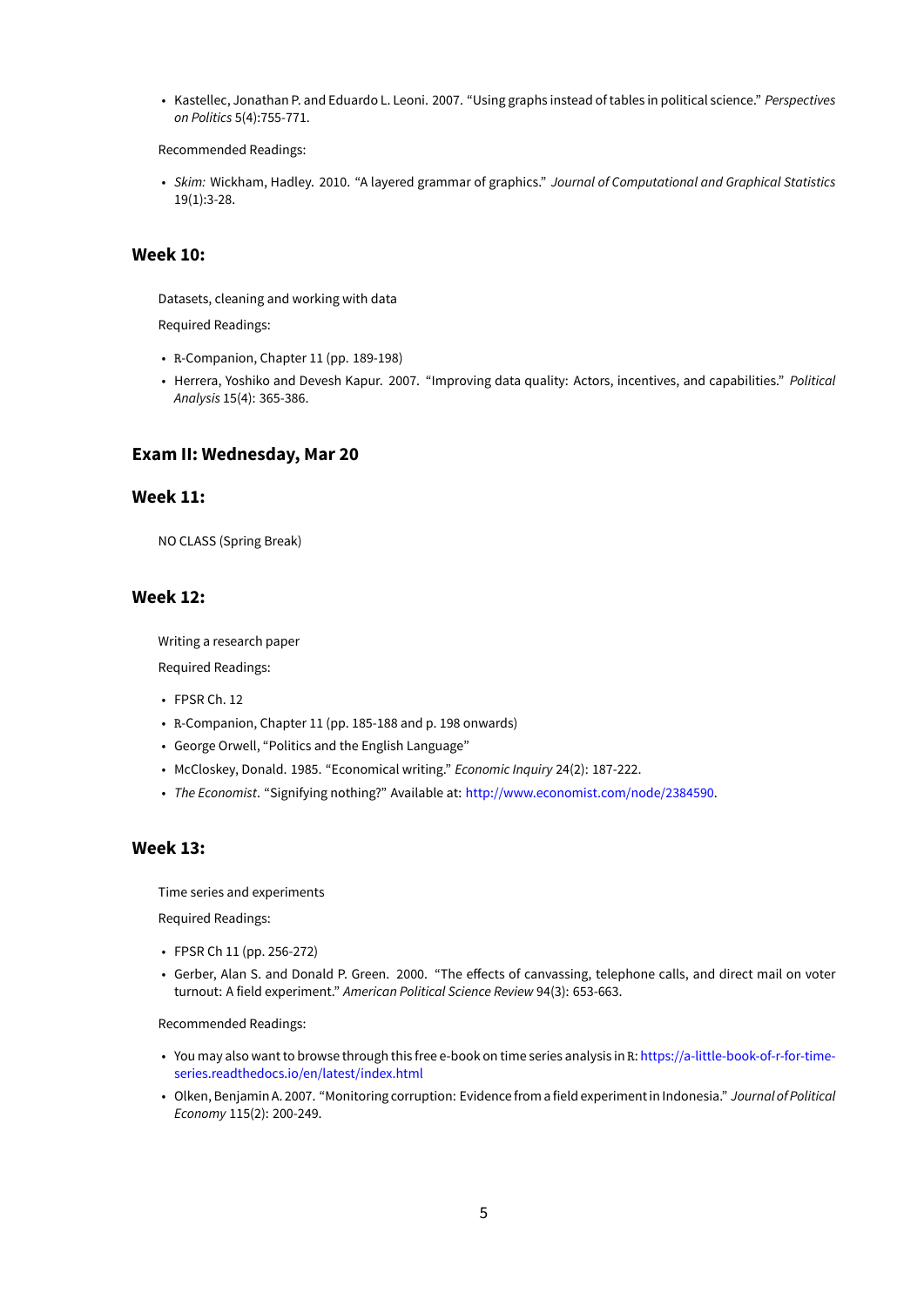- Kastellec, Jonathan P. and Eduardo L. Leoni. 2007. "Using graphs instead of tables in political science." *Perspectives on Politics* 5(4):755-771.

Recommended Readings:

- *Skim:* Wickham, Hadley. 2010. "A layered grammar of graphics." *Journal of Computational and Graphical Statistics* 19(1):3-28.

### Week 10:

Datasets, cleaning and working with data

Required Readings:

- R-Companion, Chapter 11 (pp. 189-198)
- Herrera, Yoshiko and Devesh Kapur. 2007. "Improving data quality: Actors, incentives, and capabilities." *Political Analysis* 15(4): 365-386.

### Exam II: Wednesday, Mar 20

### Week 11:

NO CLASS (Spring Break)

### Week 12:

Writing a research paper

Required Readings:

- FPSR Ch. 12
- R-Companion, Chapter 11 (pp. 185-188 and p. 198 onwards)
- George Orwell, "Politics and the English Language"
- McCloskey, Donald. 1985. "Economical writing." *Economic Inquiry* 24(2): 187-222.
- *The Economist*. "Signifying nothing?" Available at: http://www.economist.com/node/2384590.

### Week 13:

Time series and experiments

Required Readings:

- FPSR Ch 11 (pp. 256-272)
- Gerber, Alan S. and Donald P. Green. 2000. "The effects of canvassing, telephone calls, and direct mail on voter turnout: A field experiment." *American Political Science Review* 94(3): 653-663.

Recommended Readings:

- You may also want to browse through this free e-book on time series analysis in R: https://a-little-book-of-r-for-time-series.readthedocs.io/en/latest/index.html
- Olken, Benjamin A. 2007. "Monitoring corruption: Evidence from a field experiment in Indonesia." *Journal of Political Economy* 115(2): 200-249.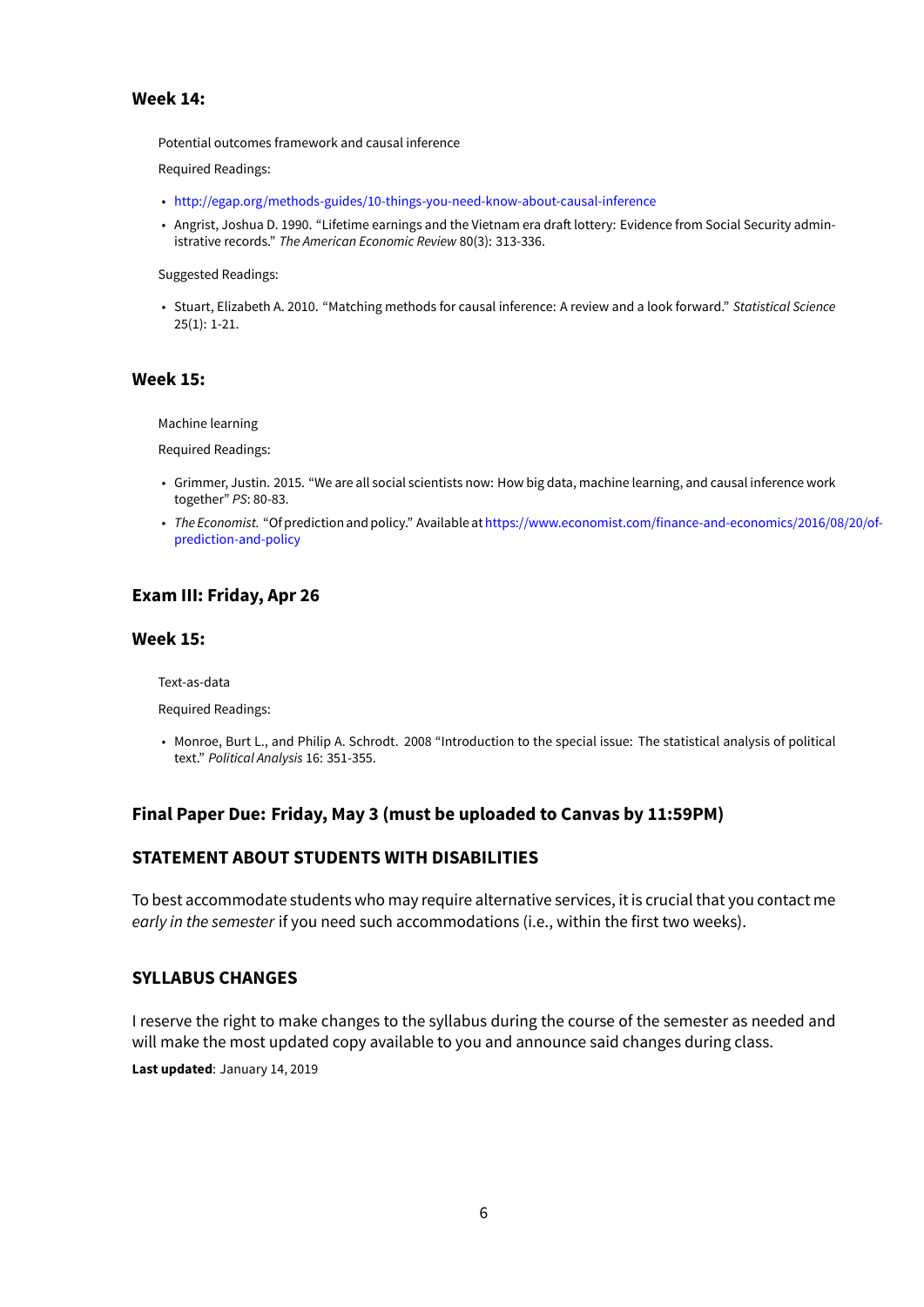### Week 14:

Potential outcomes framework and causal inference

Required Readings:

- http://egap.org/methods-guides/10-things-you-need-know-about-causal-inference
- Angrist, Joshua D. 1990. "Lifetime earnings and the Vietnam era draft lottery: Evidence from Social Security administrative records." *The American Economic Review* 80(3): 313-336.

Suggested Readings:

- Stuart, Elizabeth A. 2010. "Matching methods for causal inference: A review and a look forward." *Statistical Science* 25(1): 1-21.

### Week 15:

Machine learning

Required Readings:

- Grimmer, Justin. 2015. "We are all social scientists now: How big data, machine learning, and causal inference work together" *PS*: 80-83.
- *The Economist.* "Of prediction and policy." Available at https://www.economist.com/finance-and-economics/2016/08/20/of-prediction-and-policy

### Exam III: Friday, Apr 26

### Week 15:

Text-as-data

Required Readings:

- Monroe, Burt L., and Philip A. Schrodt. 2008 "Introduction to the special issue: The statistical analysis of political text." *Political Analysis* 16: 351-355.

### Final Paper Due: Friday, May 3 (must be uploaded to Canvas by 11:59PM)

### STATEMENT ABOUT STUDENTS WITH DISABILITIES

To best accommodate students who may require alternative services, it is crucial that you contact me *early in the semester* if you need such accommodations (i.e., within the first two weeks).

### SYLLABUS CHANGES

I reserve the right to make changes to the syllabus during the course of the semester as needed and will make the most updated copy available to you and announce said changes during class.

**Last updated**: January 14, 2019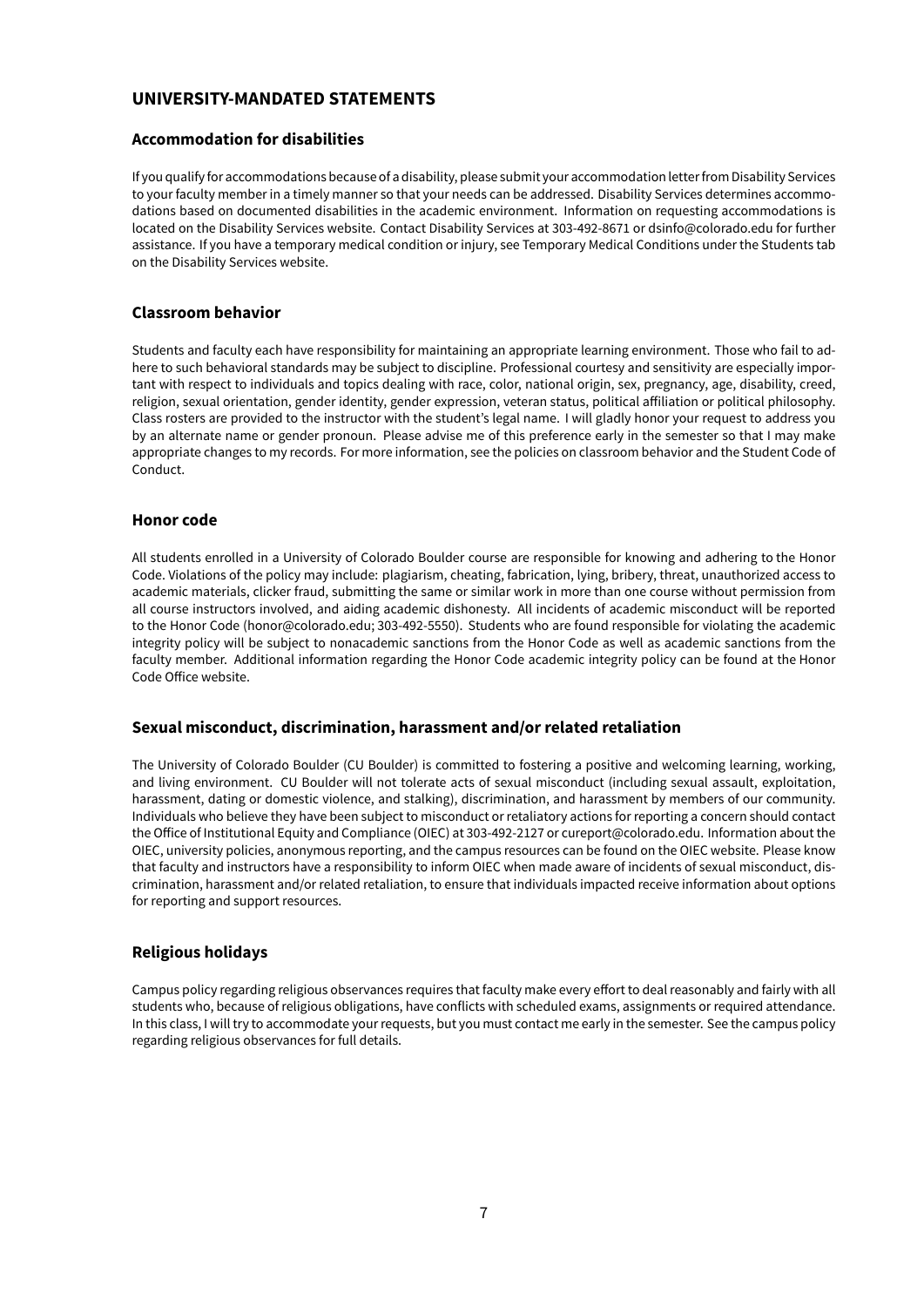## UNIVERSITY-MANDATED STATEMENTS

### Accommodation for disabilities

If you qualify for accommodations because of a disability, please submit your accommodation letter from Disability Services to your faculty member in a timely manner so that your needs can be addressed. Disability Services determines accommodations based on documented disabilities in the academic environment. Information on requesting accommodations is located on the Disability Services website. Contact Disability Services at 303-492-8671 or dsinfo@colorado.edu for further assistance. If you have a temporary medical condition or injury, see Temporary Medical Conditions under the Students tab on the Disability Services website.

### Classroom behavior

Students and faculty each have responsibility for maintaining an appropriate learning environment. Those who fail to adhere to such behavioral standards may be subject to discipline. Professional courtesy and sensitivity are especially important with respect to individuals and topics dealing with race, color, national origin, sex, pregnancy, age, disability, creed, religion, sexual orientation, gender identity, gender expression, veteran status, political affiliation or political philosophy. Class rosters are provided to the instructor with the student's legal name. I will gladly honor your request to address you by an alternate name or gender pronoun. Please advise me of this preference early in the semester so that I may make appropriate changes to my records. For more information, see the policies on classroom behavior and the Student Code of Conduct.

### Honor code

All students enrolled in a University of Colorado Boulder course are responsible for knowing and adhering to the Honor Code. Violations of the policy may include: plagiarism, cheating, fabrication, lying, bribery, threat, unauthorized access to academic materials, clicker fraud, submitting the same or similar work in more than one course without permission from all course instructors involved, and aiding academic dishonesty. All incidents of academic misconduct will be reported to the Honor Code (honor@colorado.edu; 303-492-5550). Students who are found responsible for violating the academic integrity policy will be subject to nonacademic sanctions from the Honor Code as well as academic sanctions from the faculty member. Additional information regarding the Honor Code academic integrity policy can be found at the Honor Code Office website.

### Sexual misconduct, discrimination, harassment and/or related retaliation

The University of Colorado Boulder (CU Boulder) is committed to fostering a positive and welcoming learning, working, and living environment. CU Boulder will not tolerate acts of sexual misconduct (including sexual assault, exploitation, harassment, dating or domestic violence, and stalking), discrimination, and harassment by members of our community. Individuals who believe they have been subject to misconduct or retaliatory actions for reporting a concern should contact the Office of Institutional Equity and Compliance (OIEC) at 303-492-2127 or cureport@colorado.edu. Information about the OIEC, university policies, anonymous reporting, and the campus resources can be found on the OIEC website. Please know that faculty and instructors have a responsibility to inform OIEC when made aware of incidents of sexual misconduct, discrimination, harassment and/or related retaliation, to ensure that individuals impacted receive information about options for reporting and support resources.

### Religious holidays

Campus policy regarding religious observances requires that faculty make every effort to deal reasonably and fairly with all students who, because of religious obligations, have conflicts with scheduled exams, assignments or required attendance. In this class, I will try to accommodate your requests, but you must contact me early in the semester. See the campus policy regarding religious observances for full details.